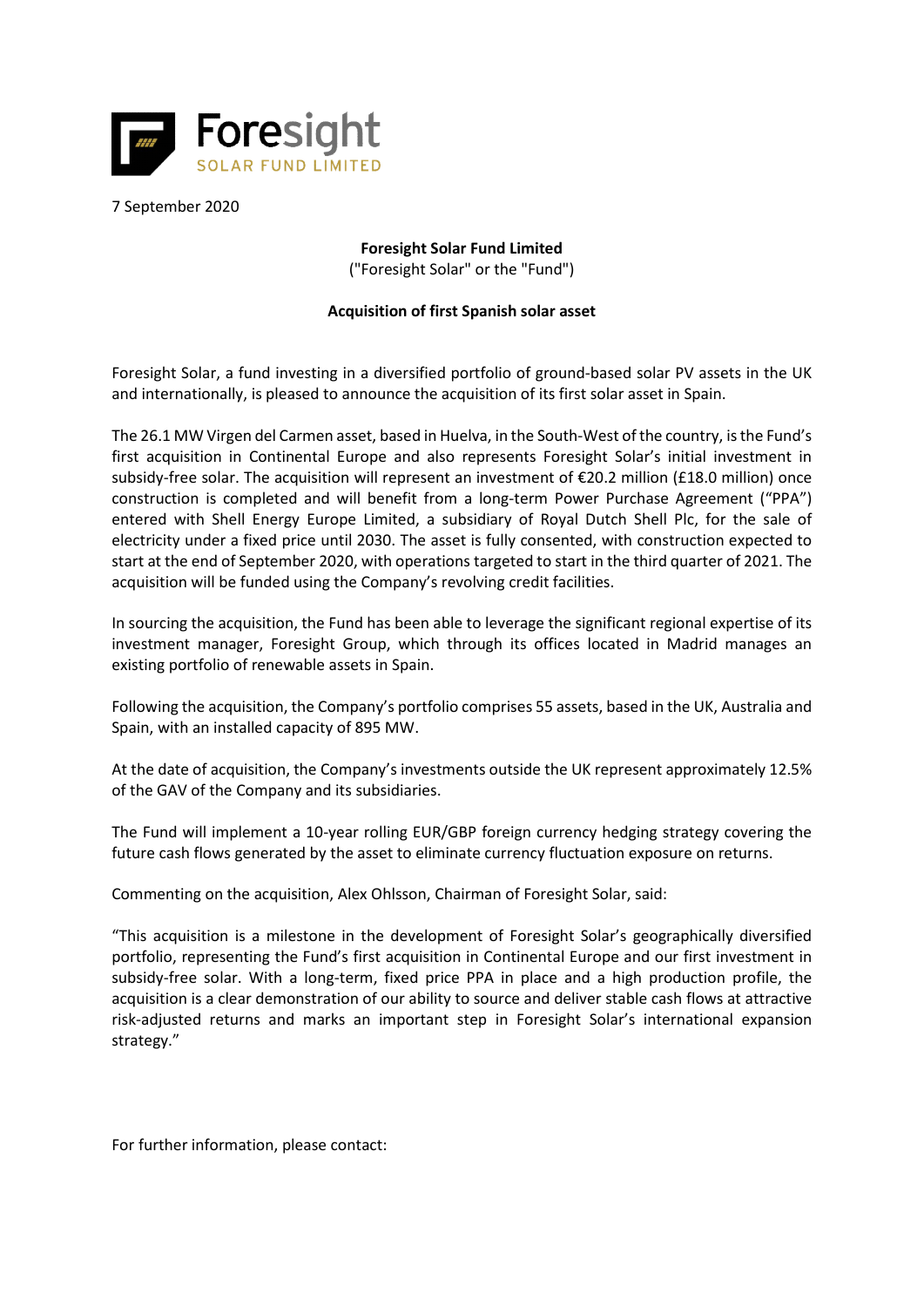Foresight
SOLAR FUND LIMITED

7 September 2020

**Foresight Solar Fund Limited**
("Foresight Solar" or the "Fund")

**Acquisition of first Spanish solar asset**

Foresight Solar, a fund investing in a diversified portfolio of ground-based solar PV assets in the UK and internationally, is pleased to announce the acquisition of its first solar asset in Spain.

The 26.1 MW Virgen del Carmen asset, based in Huelva, in the South-West of the country, is the Fund's first acquisition in Continental Europe and also represents Foresight Solar's initial investment in subsidy-free solar. The acquisition will represent an investment of €20.2 million (£18.0 million) once construction is completed and will benefit from a long-term Power Purchase Agreement ("PPA") entered with Shell Energy Europe Limited, a subsidiary of Royal Dutch Shell Plc, for the sale of electricity under a fixed price until 2030. The asset is fully consented, with construction expected to start at the end of September 2020, with operations targeted to start in the third quarter of 2021. The acquisition will be funded using the Company's revolving credit facilities.

In sourcing the acquisition, the Fund has been able to leverage the significant regional expertise of its investment manager, Foresight Group, which through its offices located in Madrid manages an existing portfolio of renewable assets in Spain.

Following the acquisition, the Company's portfolio comprises 55 assets, based in the UK, Australia and Spain, with an installed capacity of 895 MW.

At the date of acquisition, the Company's investments outside the UK represent approximately 12.5% of the GAV of the Company and its subsidiaries.

The Fund will implement a 10-year rolling EUR/GBP foreign currency hedging strategy covering the future cash flows generated by the asset to eliminate currency fluctuation exposure on returns.

Commenting on the acquisition, Alex Ohlsson, Chairman of Foresight Solar, said:

"This acquisition is a milestone in the development of Foresight Solar's geographically diversified portfolio, representing the Fund's first acquisition in Continental Europe and our first investment in subsidy-free solar. With a long-term, fixed price PPA in place and a high production profile, the acquisition is a clear demonstration of our ability to source and deliver stable cash flows at attractive risk-adjusted returns and marks an important step in Foresight Solar's international expansion strategy."

For further information, please contact: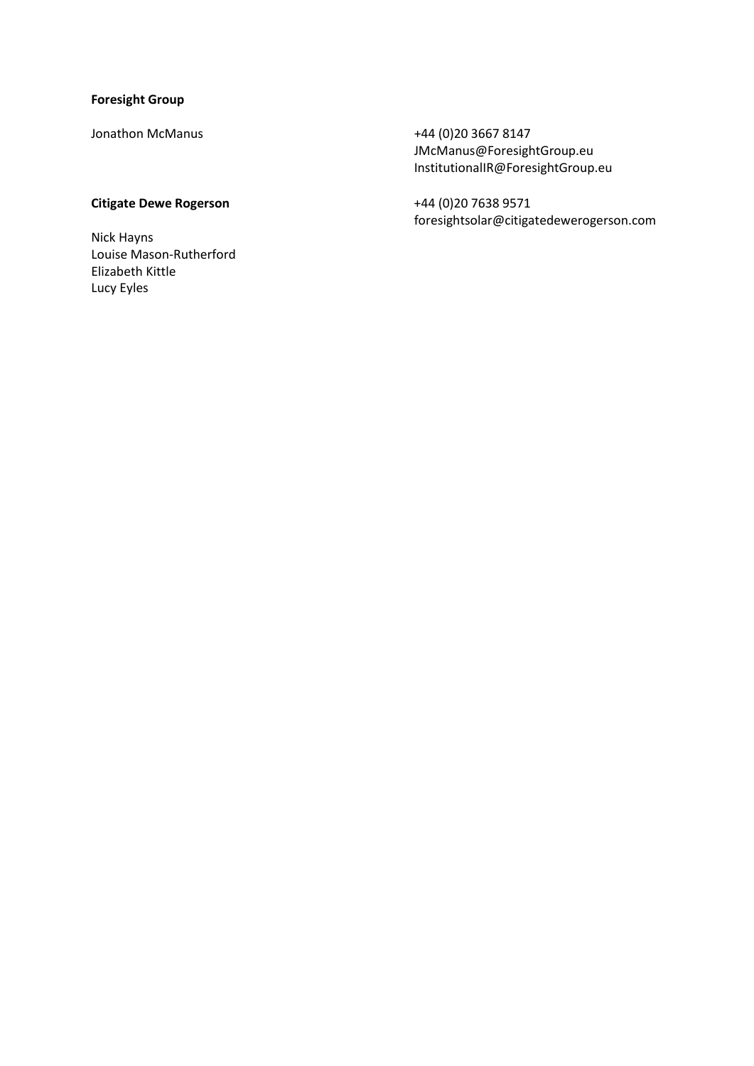**Foresight Group**

Jonathon McManus

+44 (0)20 3667 8147
JMcManus@ForesightGroup.eu
InstitutionalIR@ForesightGroup.eu

**Citigate Dewe Rogerson**

+44 (0)20 7638 9571
foresightsolar@citigatedewerogerson.com

Nick Hayns
Louise Mason-Rutherford
Elizabeth Kittle
Lucy Eyles